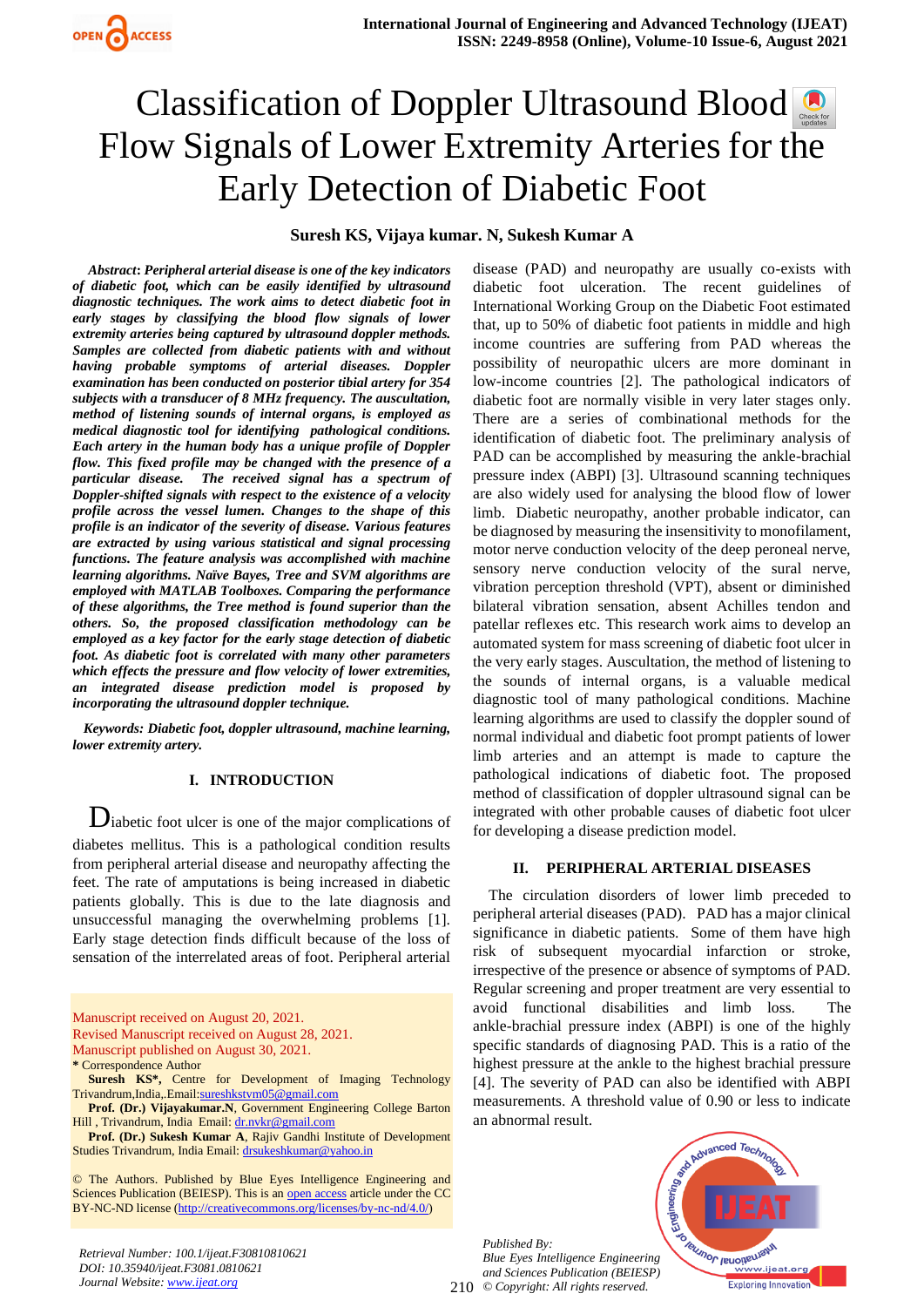# Classification of Doppler Ultrasound Blood Flow Signals of Lower Extremity Arteries for the Early Detection of Diabetic Foot

**Suresh KS, Vijaya kumar. N, Sukesh Kumar A**

***Abstract**: Peripheral arterial disease is one of the key indicators of diabetic foot, which can be easily identified by ultrasound diagnostic techniques. The work aims to detect diabetic foot in early stages by classifying the blood flow signals of lower extremity arteries being captured by ultrasound doppler methods. Samples are collected from diabetic patients with and without having probable symptoms of arterial diseases. Doppler examination has been conducted on posterior tibial artery for 354 subjects with a transducer of 8 MHz frequency. The auscultation, method of listening sounds of internal organs, is employed as medical diagnostic tool for identifying pathological conditions. Each artery in the human body has a unique profile of Doppler flow. This fixed profile may be changed with the presence of a particular disease. The received signal has a spectrum of Doppler-shifted signals with respect to the existence of a velocity profile across the vessel lumen. Changes to the shape of this profile is an indicator of the severity of disease. Various features are extracted by using various statistical and signal processing functions. The feature analysis was accomplished with machine learning algorithms. Naïve Bayes, Tree and SVM algorithms are employed with MATLAB Toolboxes. Comparing the performance of these algorithms, the Tree method is found superior than the others. So, the proposed classification methodology can be employed as a key factor for the early stage detection of diabetic foot. As diabetic foot is correlated with many other parameters which effects the pressure and flow velocity of lower extremities, an integrated disease prediction model is proposed by incorporating the ultrasound doppler technique.*

***Keywords: Diabetic foot, doppler ultrasound, machine learning, lower extremity artery.***

## I. INTRODUCTION

Diabetic foot ulcer is one of the major complications of diabetes mellitus. This is a pathological condition results from peripheral arterial disease and neuropathy affecting the feet. The rate of amputations is being increased in diabetic patients globally. This is due to the late diagnosis and unsuccessful managing the overwhelming problems [1]. Early stage detection finds difficult because of the loss of sensation of the interrelated areas of foot. Peripheral arterial disease (PAD) and neuropathy are usually co-exists with diabetic foot ulceration. The recent guidelines of International Working Group on the Diabetic Foot estimated that, up to 50% of diabetic foot patients in middle and high income countries are suffering from PAD whereas the possibility of neuropathic ulcers are more dominant in low-income countries [2]. The pathological indicators of diabetic foot are normally visible in very later stages only. There are a series of combinational methods for the identification of diabetic foot. The preliminary analysis of PAD can be accomplished by measuring the ankle-brachial pressure index (ABPI) [3]. Ultrasound scanning techniques are also widely used for analysing the blood flow of lower limb. Diabetic neuropathy, another probable indicator, can be diagnosed by measuring the insensitivity to monofilament, motor nerve conduction velocity of the deep peroneal nerve, sensory nerve conduction velocity of the sural nerve, vibration perception threshold (VPT), absent or diminished bilateral vibration sensation, absent Achilles tendon and patellar reflexes etc. This research work aims to develop an automated system for mass screening of diabetic foot ulcer in the very early stages. Auscultation, the method of listening to the sounds of internal organs, is a valuable medical diagnostic tool of many pathological conditions. Machine learning algorithms are used to classify the doppler sound of normal individual and diabetic foot prompt patients of lower limb arteries and an attempt is made to capture the pathological indications of diabetic foot. The proposed method of classification of doppler ultrasound signal can be integrated with other probable causes of diabetic foot ulcer for developing a disease prediction model.

## II. PERIPHERAL ARTERIAL DISEASES

The circulation disorders of lower limb preceded to peripheral arterial diseases (PAD). PAD has a major clinical significance in diabetic patients. Some of them have high risk of subsequent myocardial infarction or stroke, irrespective of the presence or absence of symptoms of PAD. Regular screening and proper treatment are very essential to avoid functional disabilities and limb loss. The ankle-brachial pressure index (ABPI) is one of the highly specific standards of diagnosing PAD. This is a ratio of the highest pressure at the ankle to the highest brachial pressure [4]. The severity of PAD can also be identified with ABPI measurements. A threshold value of 0.90 or less to indicate an abnormal result.

Manuscript received on August 20, 2021.
Revised Manuscript received on August 28, 2021.
Manuscript published on August 30, 2021.
\* Correspondence Author

**Suresh KS\***, Centre for Development of Imaging Technology Trivandrum,India,.Email:sureshkstvm05@gmail.com

**Prof. (Dr.) Vijayakumar.N**, Government Engineering College Barton Hill , Trivandrum, India Email: dr.nvkr@gmail.com

**Prof. (Dr.) Sukesh Kumar A**, Rajiv Gandhi Institute of Development Studies Trivandrum, India Email: drsukeshkumar@yahoo.in

© The Authors. Published by Blue Eyes Intelligence Engineering and Sciences Publication (BEIESP). This is an open access article under the CC BY-NC-ND license (http://creativecommons.org/licenses/by-nc-nd/4.0/)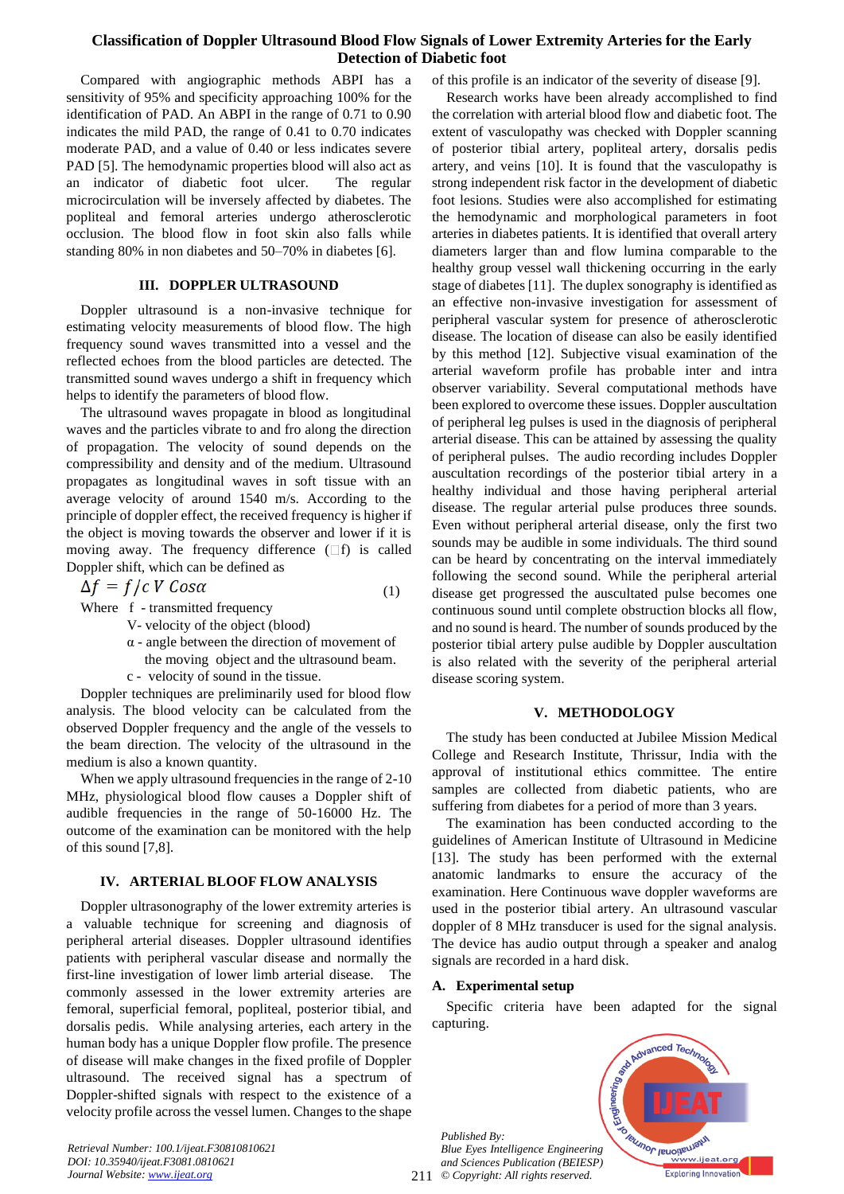Compared with angiographic methods ABPI has a sensitivity of 95% and specificity approaching 100% for the identification of PAD. An ABPI in the range of 0.71 to 0.90 indicates the mild PAD, the range of 0.41 to 0.70 indicates moderate PAD, and a value of 0.40 or less indicates severe PAD [5]. The hemodynamic properties blood will also act as an indicator of diabetic foot ulcer. The regular microcirculation will be inversely affected by diabetes. The popliteal and femoral arteries undergo atherosclerotic occlusion. The blood flow in foot skin also falls while standing 80% in non diabetes and 50–70% in diabetes [6].

## III. DOPPLER ULTRASOUND

Doppler ultrasound is a non-invasive technique for estimating velocity measurements of blood flow. The high frequency sound waves transmitted into a vessel and the reflected echoes from the blood particles are detected. The transmitted sound waves undergo a shift in frequency which helps to identify the parameters of blood flow.

The ultrasound waves propagate in blood as longitudinal waves and the particles vibrate to and fro along the direction of propagation. The velocity of sound depends on the compressibility and density and of the medium. Ultrasound propagates as longitudinal waves in soft tissue with an average velocity of around 1540 m/s. According to the principle of doppler effect, the received frequency is higher if the object is moving towards the observer and lower if it is moving away. The frequency difference ($\Delta f$) is called Doppler shift, which can be defined as

$$\Delta f = f/c\ V\ Cos\alpha \tag{1}$$

Where f - transmitted frequency

V- velocity of the object (blood)

α - angle between the direction of movement of the moving object and the ultrasound beam.

c - velocity of sound in the tissue.

Doppler techniques are preliminarily used for blood flow analysis. The blood velocity can be calculated from the observed Doppler frequency and the angle of the vessels to the beam direction. The velocity of the ultrasound in the medium is also a known quantity.

When we apply ultrasound frequencies in the range of 2-10 MHz, physiological blood flow causes a Doppler shift of audible frequencies in the range of 50-16000 Hz. The outcome of the examination can be monitored with the help of this sound [7,8].

## IV. ARTERIAL BLOOF FLOW ANALYSIS

Doppler ultrasonography of the lower extremity arteries is a valuable technique for screening and diagnosis of peripheral arterial diseases. Doppler ultrasound identifies patients with peripheral vascular disease and normally the first-line investigation of lower limb arterial disease. The commonly assessed in the lower extremity arteries are femoral, superficial femoral, popliteal, posterior tibial, and dorsalis pedis. While analysing arteries, each artery in the human body has a unique Doppler flow profile. The presence of disease will make changes in the fixed profile of Doppler ultrasound. The received signal has a spectrum of Doppler-shifted signals with respect to the existence of a velocity profile across the vessel lumen. Changes to the shape of this profile is an indicator of the severity of disease [9].

Research works have been already accomplished to find the correlation with arterial blood flow and diabetic foot. The extent of vasculopathy was checked with Doppler scanning of posterior tibial artery, popliteal artery, dorsalis pedis artery, and veins [10]. It is found that the vasculopathy is strong independent risk factor in the development of diabetic foot lesions. Studies were also accomplished for estimating the hemodynamic and morphological parameters in foot arteries in diabetes patients. It is identified that overall artery diameters larger than and flow lumina comparable to the healthy group vessel wall thickening occurring in the early stage of diabetes [11]. The duplex sonography is identified as an effective non-invasive investigation for assessment of peripheral vascular system for presence of atherosclerotic disease. The location of disease can also be easily identified by this method [12]. Subjective visual examination of the arterial waveform profile has probable inter and intra observer variability. Several computational methods have been explored to overcome these issues. Doppler auscultation of peripheral leg pulses is used in the diagnosis of peripheral arterial disease. This can be attained by assessing the quality of peripheral pulses. The audio recording includes Doppler auscultation recordings of the posterior tibial artery in a healthy individual and those having peripheral arterial disease. The regular arterial pulse produces three sounds. Even without peripheral arterial disease, only the first two sounds may be audible in some individuals. The third sound can be heard by concentrating on the interval immediately following the second sound. While the peripheral arterial disease get progressed the auscultated pulse becomes one continuous sound until complete obstruction blocks all flow, and no sound is heard. The number of sounds produced by the posterior tibial artery pulse audible by Doppler auscultation is also related with the severity of the peripheral arterial disease scoring system.

## V. METHODOLOGY

The study has been conducted at Jubilee Mission Medical College and Research Institute, Thrissur, India with the approval of institutional ethics committee. The entire samples are collected from diabetic patients, who are suffering from diabetes for a period of more than 3 years.

The examination has been conducted according to the guidelines of American Institute of Ultrasound in Medicine [13]. The study has been performed with the external anatomic landmarks to ensure the accuracy of the examination. Here Continuous wave doppler waveforms are used in the posterior tibial artery. An ultrasound vascular doppler of 8 MHz transducer is used for the signal analysis. The device has audio output through a speaker and analog signals are recorded in a hard disk.

### A. Experimental setup

Specific criteria have been adapted for the signal capturing.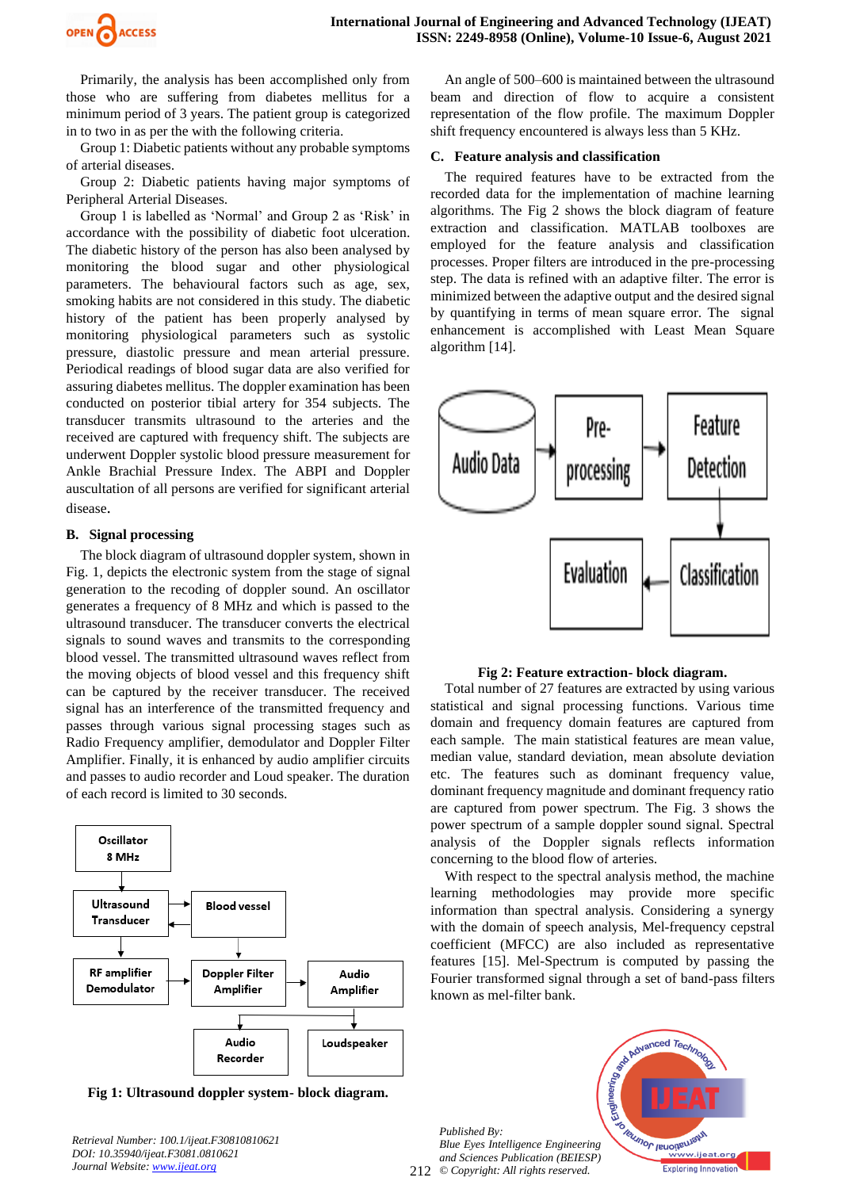Primarily, the analysis has been accomplished only from those who are suffering from diabetes mellitus for a minimum period of 3 years. The patient group is categorized in to two in as per the with the following criteria.

Group 1: Diabetic patients without any probable symptoms of arterial diseases.

Group 2: Diabetic patients having major symptoms of Peripheral Arterial Diseases.

Group 1 is labelled as 'Normal' and Group 2 as 'Risk' in accordance with the possibility of diabetic foot ulceration. The diabetic history of the person has also been analysed by monitoring the blood sugar and other physiological parameters. The behavioural factors such as age, sex, smoking habits are not considered in this study. The diabetic history of the patient has been properly analysed by monitoring physiological parameters such as systolic pressure, diastolic pressure and mean arterial pressure. Periodical readings of blood sugar data are also verified for assuring diabetes mellitus. The doppler examination has been conducted on posterior tibial artery for 354 subjects. The transducer transmits ultrasound to the arteries and the received are captured with frequency shift. The subjects are underwent Doppler systolic blood pressure measurement for Ankle Brachial Pressure Index. The ABPI and Doppler auscultation of all persons are verified for significant arterial disease.

### B. Signal processing

The block diagram of ultrasound doppler system, shown in Fig. 1, depicts the electronic system from the stage of signal generation to the recoding of doppler sound. An oscillator generates a frequency of 8 MHz and which is passed to the ultrasound transducer. The transducer converts the electrical signals to sound waves and transmits to the corresponding blood vessel. The transmitted ultrasound waves reflect from the moving objects of blood vessel and this frequency shift can be captured by the receiver transducer. The received signal has an interference of the transmitted frequency and passes through various signal processing stages such as Radio Frequency amplifier, demodulator and Doppler Filter Amplifier. Finally, it is enhanced by audio amplifier circuits and passes to audio recorder and Loud speaker. The duration of each record is limited to 30 seconds.

Oscillator 8 MHz

Ultrasound Transducer

Blood vessel

RF amplifier Demodulator

Doppler Filter Amplifier

Audio Amplifier

Audio Recorder

Loudspeaker

**Fig 1: Ultrasound doppler system- block diagram.**

An angle of 500–600 is maintained between the ultrasound beam and direction of flow to acquire a consistent representation of the flow profile. The maximum Doppler shift frequency encountered is always less than 5 KHz.

### C. Feature analysis and classification

The required features have to be extracted from the recorded data for the implementation of machine learning algorithms. The Fig 2 shows the block diagram of feature extraction and classification. MATLAB toolboxes are employed for the feature analysis and classification processes. Proper filters are introduced in the pre-processing step. The data is refined with an adaptive filter. The error is minimized between the adaptive output and the desired signal by quantifying in terms of mean square error. The signal enhancement is accomplished with Least Mean Square algorithm [14].

Audio Data

Pre-processing

Feature Detection

Classification

Evaluation

**Fig 2: Feature extraction- block diagram.**

Total number of 27 features are extracted by using various statistical and signal processing functions. Various time domain and frequency domain features are captured from each sample. The main statistical features are mean value, median value, standard deviation, mean absolute deviation etc. The features such as dominant frequency value, dominant frequency magnitude and dominant frequency ratio are captured from power spectrum. The Fig. 3 shows the power spectrum of a sample doppler sound signal. Spectral analysis of the Doppler signals reflects information concerning to the blood flow of arteries.

With respect to the spectral analysis method, the machine learning methodologies may provide more specific information than spectral analysis. Considering a synergy with the domain of speech analysis, Mel-frequency cepstral coefficient (MFCC) are also included as representative features [15]. Mel-Spectrum is computed by passing the Fourier transformed signal through a set of band-pass filters known as mel-filter bank.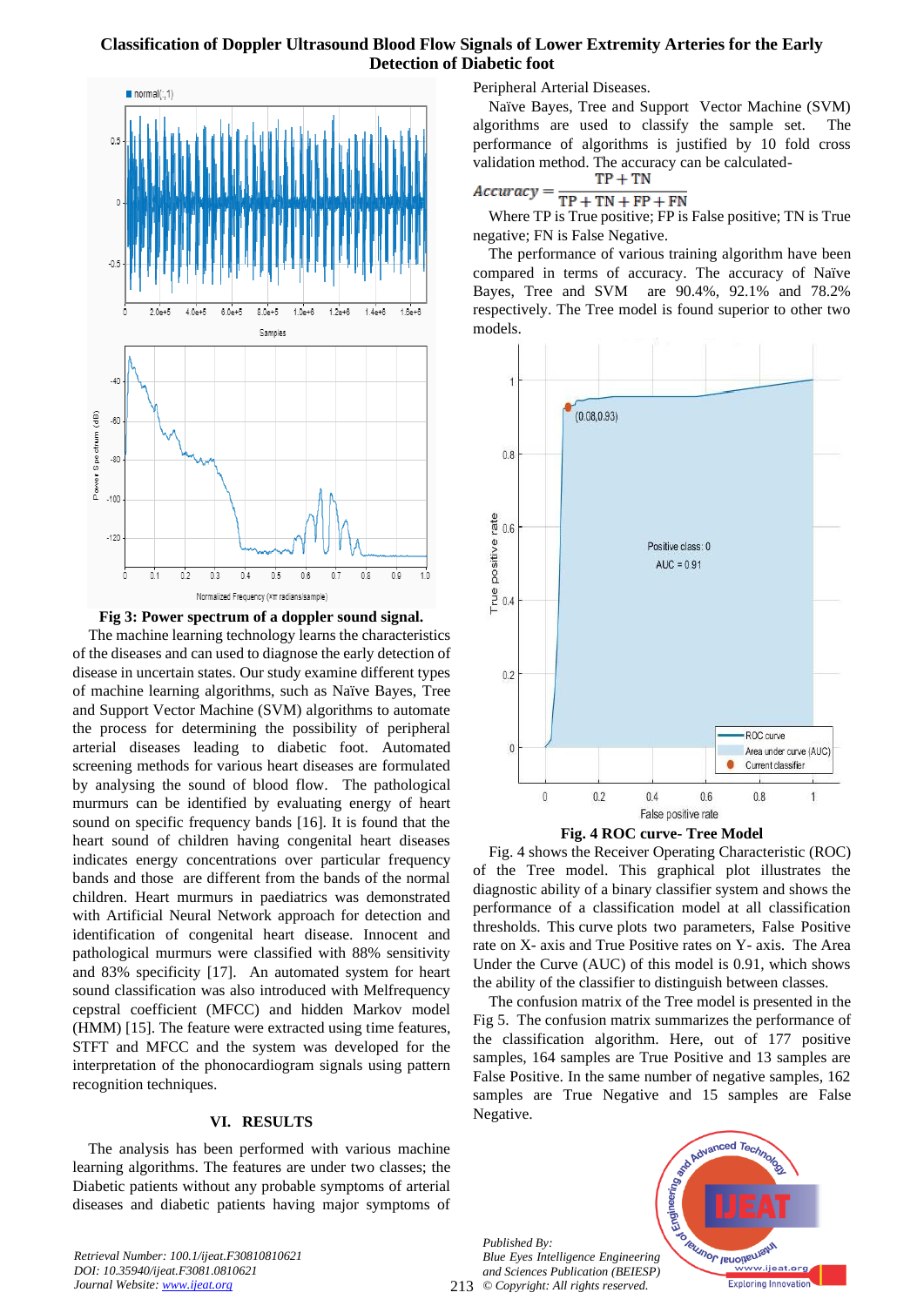normal(:,1)

0.5

0

-0.5

0 2.0e+5 4.0e+5 6.0e+5 8.0e+5 1.0e+6 1.2e+6 1.4e+6 1.6e+6

Samples

Power Spectrum (dB)

-40

-60

-80

-100

-120

0 0.1 0.2 0.3 0.4 0.5 0.6 0.7 0.8 0.9 1.0

Normalized Frequency (×π radians/sample)

**Fig 3: Power spectrum of a doppler sound signal.**

The machine learning technology learns the characteristics of the diseases and can used to diagnose the early detection of disease in uncertain states. Our study examine different types of machine learning algorithms, such as Naïve Bayes, Tree and Support Vector Machine (SVM) algorithms to automate the process for determining the possibility of peripheral arterial diseases leading to diabetic foot. Automated screening methods for various heart diseases are formulated by analysing the sound of blood flow. The pathological murmurs can be identified by evaluating energy of heart sound on specific frequency bands [16]. It is found that the heart sound of children having congenital heart diseases indicates energy concentrations over particular frequency bands and those are different from the bands of the normal children. Heart murmurs in paediatrics was demonstrated with Artificial Neural Network approach for detection and identification of congenital heart disease. Innocent and pathological murmurs were classified with 88% sensitivity and 83% specificity [17]. An automated system for heart sound classification was also introduced with Melfrequency cepstral coefficient (MFCC) and hidden Markov model (HMM) [15]. The feature were extracted using time features, STFT and MFCC and the system was developed for the interpretation of the phonocardiogram signals using pattern recognition techniques.

## VI. RESULTS

The analysis has been performed with various machine learning algorithms. The features are under two classes; the Diabetic patients without any probable symptoms of arterial diseases and diabetic patients having major symptoms of Peripheral Arterial Diseases.

Naïve Bayes, Tree and Support Vector Machine (SVM) algorithms are used to classify the sample set. The performance of algorithms is justified by 10 fold cross validation method. The accuracy can be calculated-

$$Accuracy = \frac{TP + TN}{TP + TN + FP + FN}$$

Where TP is True positive; FP is False positive; TN is True negative; FN is False Negative.

The performance of various training algorithm have been compared in terms of accuracy. The accuracy of Naïve Bayes, Tree and SVM are 90.4%, 92.1% and 78.2% respectively. The Tree model is found superior to other two models.

True positive rate

1

0.8

0.6

0.4

0.2

0

0 0.2 0.4 0.6 0.8 1

False positive rate

(0.08,0.93)

Positive class: 0

AUC = 0.91

ROC curve

Area under curve (AUC)

Current classifier

**Fig. 4 ROC curve- Tree Model**

Fig. 4 shows the Receiver Operating Characteristic (ROC) of the Tree model. This graphical plot illustrates the diagnostic ability of a binary classifier system and shows the performance of a classification model at all classification thresholds. This curve plots two parameters, False Positive rate on X- axis and True Positive rates on Y- axis. The Area Under the Curve (AUC) of this model is 0.91, which shows the ability of the classifier to distinguish between classes.

The confusion matrix of the Tree model is presented in the Fig 5. The confusion matrix summarizes the performance of the classification algorithm. Here, out of 177 positive samples, 164 samples are True Positive and 13 samples are False Positive. In the same number of negative samples, 162 samples are True Negative and 15 samples are False Negative.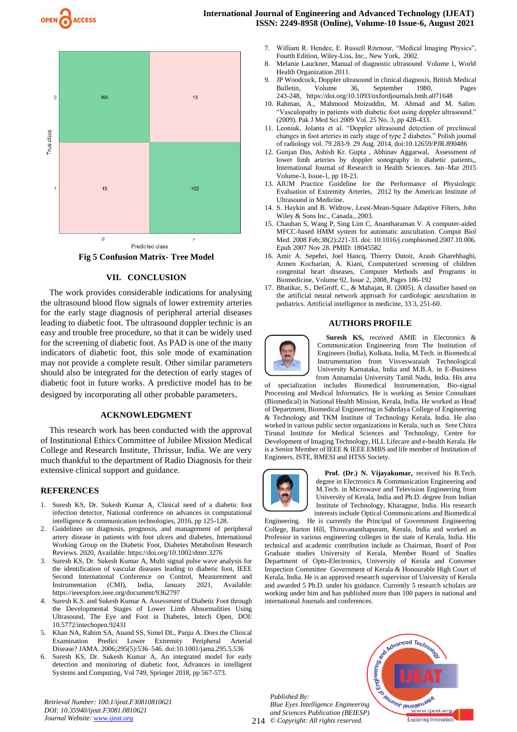True class

0

1

164

13

15

162

0

1

Predicted class

**Fig 5 Confusion Matrix- Tree Model**

## VII. CONCLUSION

The work provides considerable indications for analysing the ultrasound blood flow signals of lower extremity arteries for the early stage diagnosis of peripheral arterial diseases leading to diabetic foot. The ultrasound doppler technic is an easy and trouble free procedure, so that it can be widely used for the screening of diabetic foot. As PAD is one of the many indicators of diabetic foot, this sole mode of examination may not provide a complete result. Other similar parameters should also be integrated for the detection of early stages of diabetic foot in future works. A predictive model has to be designed by incorporating all other probable parameters.

## ACKNOWLEDGMENT

This research work has been conducted with the approval of Institutional Ethics Committee of Jubilee Mission Medical College and Research Institute, Thrissur, India. We are very much thankful to the department of Radio Diagnosis for their extensive clinical support and guidance.

## REFERENCES

1. Suresh KS, Dr. Sukesh Kumar A, Clinical need of a diabetic foot infection detector, National conference on advances in computational intelligence & communication technologies, 2016, pp 125-128.
2. Guidelines on diagnosis, prognosis, and management of peripheral artery disease in patients with foot ulcers and diabetes, International Working Group on the Diabetic Foot, Diabetes Metabolism Research Reviews. 2020, Available: https://doi.org/10.1002/dmrr.3276
3. Suresh KS, Dr. Sukesh Kumar A, Multi signal pulse wave analysis for the identification of vascular diseases leading to diabetic foot, IEEE Second International Conference on Control, Measurement and Instrumentation (CMI), India, January 2021, Available: https://ieeexplore.ieee.org/document/9362797
4. Suresh K.S. and Sukesh Kumar A. Assessment of Diabetic Foot through the Developmental Stages of Lower Limb Abnormalities Using Ultrasound, The Eye and Foot in Diabetes, Intech Open, DOI: 10.5772/intechopen.92431
5. Khan NA, Rahim SA, Anand SS, Simel DL, Panju A. Does the Clinical Examination Predict Lower Extremity Peripheral Arterial Disease? JAMA. 2006;295(5):536–546. doi:10.1001/jama.295.5.536
6. Suresh KS, Dr. Sukesh Kumar A, An integrated model for early detection and monitoring of diabetic foot, Advances in intelligent Systems and Computing, Vol 749, Springer 2018, pp 567-573.
7. William R. Hendee, E. Russell Ritenour, "Medical Imaging Physics", Fourth Edition, Wiley-Liss, Inc., New York, 2002.
8. Melanie Lauckner, Manual of diagnostic ultrasound Volume 1, World Health Organization 2011.
9. JP Woodcock, Doppler ultrasound in clinical diagnosis, British Medical Bulletin, Volume 36, September 1980, Pages 243-248, https://doi.org/10.1093/oxfordjournals.bmb.a071648
10. Rahman, A., Mahmood Moizuddin, M. Ahmad and M. Salim. "Vasculopathy in patients with diabetic foot using doppler ultrasound." (2009). Pak J Med Sci 2009 Vol. 25 No. 3, pp 428-433.
11. Leoniuk, Jolanta et al. "Doppler ultrasound detection of preclinical changes in foot arteries in early stage of type 2 diabetes." Polish journal of radiology vol. 79 283-9. 29 Aug. 2014, doi:10.12659/PJR.890486
12. Gunjan Das, Ashish Kr. Gupta , Abhinav Aggarwal, Assessment of lower limb arteries by doppler sonography in diabetic patients,, International Journal of Research in Health Sciences. Jan–Mar 2015 Volume-3, Issue-1, pp 18-23.
13. AIUM Practice Guideline for the Performance of Physiologic Evaluation of Extremity Arteries, 2012 by the American Institute of Ultrasound in Medicine.
14. S. Haykin and B. Widrow, Least-Mean-Square Adaptive Filters, John Wiley & Sons Inc., Canada., 2003.
15. Chauhan S, Wang P, Sing Lim C, Anantharaman V. A computer-aided MFCC-based HMM system for automatic auscultation. Comput Biol Med. 2008 Feb;38(2):221-33. doi: 10.1016/j.compbiomed.2007.10.006. Epub 2007 Nov 28. PMID: 18045582
16. Amir A. Sepehri, Joel Hancq, Thierry Dutoit, Arash Gharehbaghi, Armen Kocharian, A. Kiani, Computerized screening of children congenital heart diseases, Computer Methods and Programs in Biomedicine, Volume 92, Issue 2, 2008, Pages 186-192
17. Bhatikar, S., DeGroff, C., & Mahajan, R. (2005). A classifier based on the artificial neural network approach for cardiologic auscultation in pediatrics. Artificial intelligence in medicine, 33 3, 251-60.

## AUTHORS PROFILE

**Suresh KS,** received AMIE in Electronics & Communication Engineering from The Institution of Engineers (India), Kolkata, India, M.Tech. in Biomedical Instrumentation from Visveswaraiah Technological University Karnataka, India and M.B.A. in E-Business from Annamalai University Tamil Nadu, India. His area of specialization includes Biomedical Instrumentation, Bio-signal Processing and Medical Informatics. He is working as Senior Consultant (Biomedical) in National Health Mission, Kerala, India. He worked as Head of Department, Biomedical Engineering in Sahrdaya College of Engineering & Technology and TKM Institute of Technology Kerala, India. He also worked in various public sector organizations in Kerala, such as Sree Chitra Tirunal Institute for Medical Sciences and Technology, Centre for Development of Imaging Technology, HLL Lifecare and e-health Kerala. He is a Senior Member of IEEE & IEEE EMBS and life member of Institution of Engineers, ISTE, BMESI and HTSS Society.

**Prof. (Dr.) N. Vijayakumar,** received his B.Tech. degree in Electronics & Communication Engineering and M.Tech. in Microwave and Television Engineering from University of Kerala, India and Ph.D. degree from Indian Institute of Technology, Kharagpur, India. His research interests include Optical Communications and Biomedical Engineering. He is currently the Principal of Government Engineering College, Barton Hill, Thiruvananthapuram, Kerala, India and worked as Professor in various engineering colleges in the state of Kerala, India. His technical and academic contribution include as Chairman, Board of Post Graduate studies University of Kerala, Member Board of Studies Department of Opto-Electronics, University of Kerala and Convener Inspection Committee Government of Kerala & Honourable High Court of Kerala, India. He is an approved research supervisor of University of Kerala and awarded 5 Ph.D. under his guidance. Currently 5 research scholars are working under him and has published more than 100 papers in national and international Journals and conferences.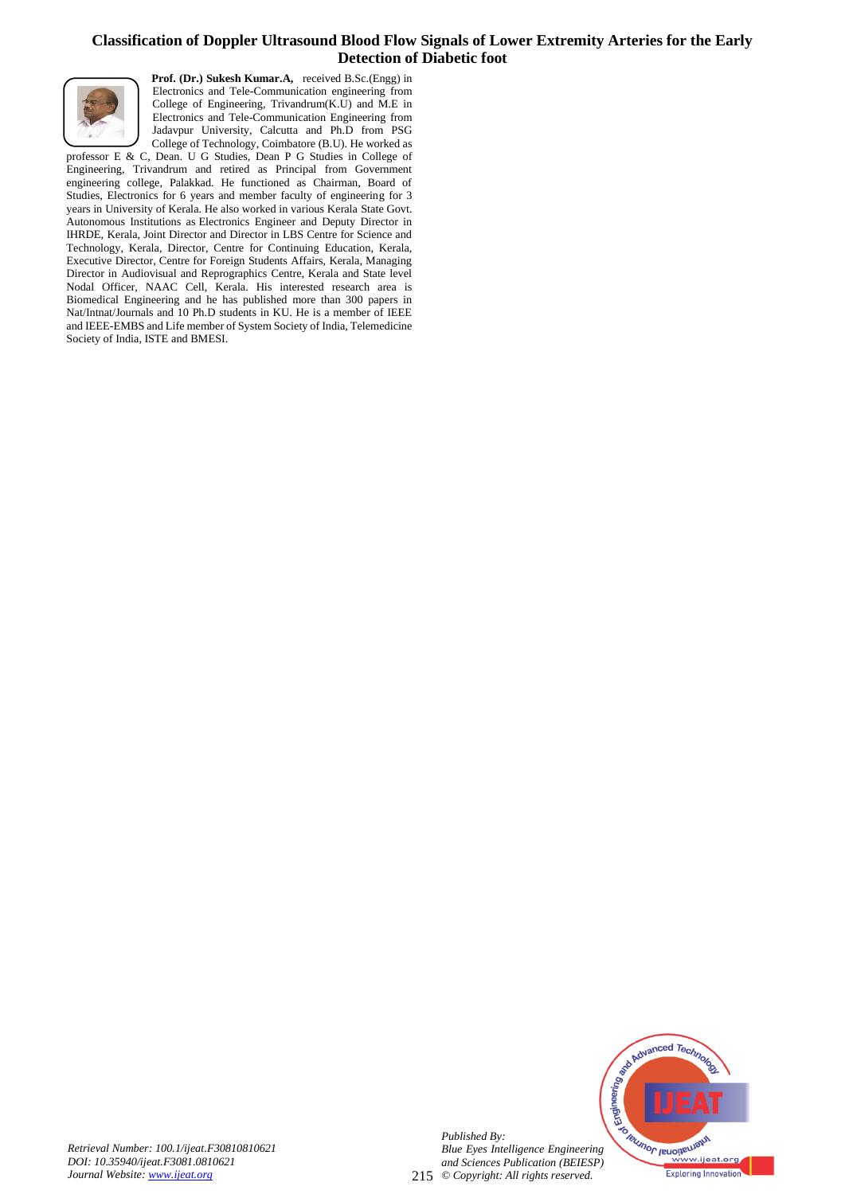**Prof. (Dr.) Sukesh Kumar.A,** received B.Sc.(Engg) in Electronics and Tele-Communication engineering from College of Engineering, Trivandrum(K.U) and M.E in Electronics and Tele-Communication Engineering from Jadavpur University, Calcutta and Ph.D from PSG College of Technology, Coimbatore (B.U). He worked as professor E & C, Dean. U G Studies, Dean P G Studies in College of Engineering, Trivandrum and retired as Principal from Government engineering college, Palakkad. He functioned as Chairman, Board of Studies, Electronics for 6 years and member faculty of engineering for 3 years in University of Kerala. He also worked in various Kerala State Govt. Autonomous Institutions as Electronics Engineer and Deputy Director in IHRDE, Kerala, Joint Director and Director in LBS Centre for Science and Technology, Kerala, Director, Centre for Continuing Education, Kerala, Executive Director, Centre for Foreign Students Affairs, Kerala, Managing Director in Audiovisual and Reprographics Centre, Kerala and State level Nodal Officer, NAAC Cell, Kerala. His interested research area is Biomedical Engineering and he has published more than 300 papers in Nat/Intnat/Journals and 10 Ph.D students in KU. He is a member of IEEE and IEEE-EMBS and Life member of System Society of India, Telemedicine Society of India, ISTE and BMESI.